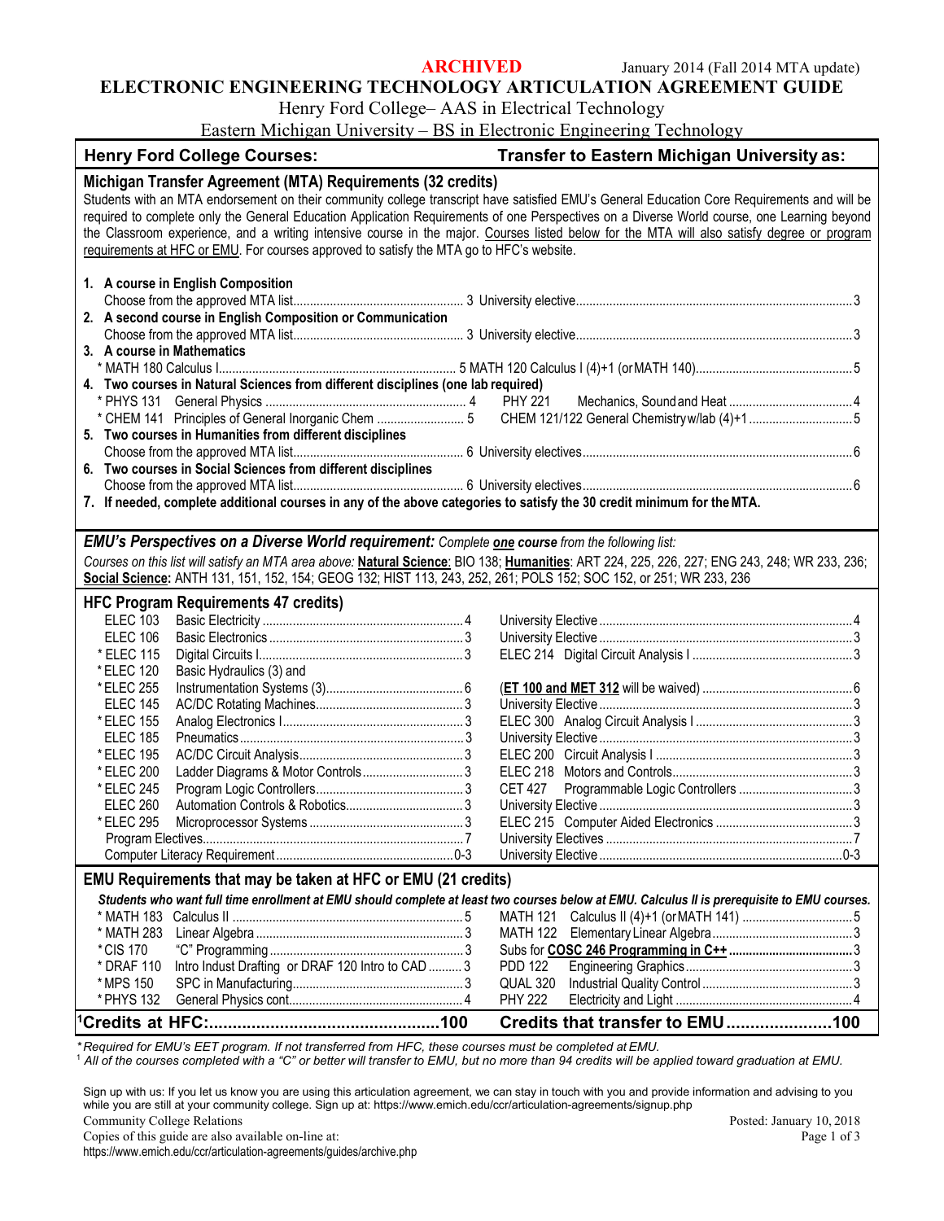**ARCHIVED** January 2014 (Fall 2014 MTA update)

# ELECTRONIC ENGINEERING TECHNOLOGY ARTICULATION AGREEMENT GUIDE

Henry Ford College– AAS in Electrical Technology

Eastern Michigan University – BS in Electronic Engineering Technology

| Henry Ford College Courses: | Transfer to Eastern Michigan University as: |
|---|---|

## Michigan Transfer Agreement (MTA) Requirements (32 credits)

Students with an MTA endorsement on their community college transcript have satisfied EMU's General Education Core Requirements and will be required to complete only the General Education Application Requirements of one Perspectives on a Diverse World course, one Learning beyond the Classroom experience, and a writing intensive course in the major. Courses listed below for the MTA will also satisfy degree or program requirements at HFC or EMU. For courses approved to satisfy the MTA go to HFC's website.

**1. A course in English Composition**

| HFC | Credits | EMU | Credits |
|---|---|---|---|
| Choose from the approved MTA list | 3 | University elective | 3 |

**2. A second course in English Composition or Communication**

| HFC | Credits | EMU | Credits |
|---|---|---|---|
| Choose from the approved MTA list | 3 | University elective | 3 |

**3. A course in Mathematics**

| HFC | Credits | EMU | Credits |
|---|---|---|---|
| * MATH 180 Calculus I | 5 | MATH 120 Calculus I (4)+1 (or MATH 140) | 5 |

**4. Two courses in Natural Sciences from different disciplines (one lab required)**

| HFC | Credits | EMU | Credits |
|---|---|---|---|
| * PHYS 131 General Physics | 4 | PHY 221 Mechanics, Sound and Heat | 4 |
| * CHEM 141 Principles of General Inorganic Chem | 5 | CHEM 121/122 General Chemistry w/lab (4)+1 | 5 |

**5. Two courses in Humanities from different disciplines**

| HFC | Credits | EMU | Credits |
|---|---|---|---|
| Choose from the approved MTA list | 6 | University electives | 6 |

**6. Two courses in Social Sciences from different disciplines**

| HFC | Credits | EMU | Credits |
|---|---|---|---|
| Choose from the approved MTA list | 6 | University electives | 6 |

**7. If needed, complete additional courses in any of the above categories to satisfy the 30 credit minimum for the MTA.**

## *EMU's Perspectives on a Diverse World requirement:* *Complete* ***one*** *course from the following list:*

*Courses on this list will satisfy an MTA area above:* ***Natural Science****: BIO 138;* ***Humanities****: ART 224, 225, 226, 227; ENG 243, 248; WR 233, 236;* ***Social Science:*** *ANTH 131, 151, 152, 154; GEOG 132; HIST 113, 243, 252, 261; POLS 152; SOC 152, or 251; WR 233, 236*

## HFC Program Requirements 47 credits)

| HFC Course | Title | Credits | EMU Course | Credits |
|---|---|---|---|---|
| ELEC 103 | Basic Electricity | 4 | University Elective | 4 |
| ELEC 106 | Basic Electronics | 3 | University Elective | 3 |
| * ELEC 115 | Digital Circuits I | 3 | ELEC 214 Digital Circuit Analysis I | 3 |
| * ELEC 120 | Basic Hydraulics (3) and | | | |
| * ELEC 255 | Instrumentation Systems (3) | 6 | (**ET 100 and MET 312** will be waived) | 6 |
| ELEC 145 | AC/DC Rotating Machines | 3 | University Elective | 3 |
| * ELEC 155 | Analog Electronics I | 3 | ELEC 300 Analog Circuit Analysis I | 3 |
| ELEC 185 | Pneumatics | 3 | University Elective | 3 |
| * ELEC 195 | AC/DC Circuit Analysis | 3 | ELEC 200 Circuit Analysis I | 3 |
| * ELEC 200 | Ladder Diagrams & Motor Controls | 3 | ELEC 218 Motors and Controls | 3 |
| * ELEC 245 | Program Logic Controllers | 3 | CET 427 Programmable Logic Controllers | 3 |
| ELEC 260 | Automation Controls & Robotics | 3 | University Elective | 3 |
| * ELEC 295 | Microprocessor Systems | 3 | ELEC 215 Computer Aided Electronics | 3 |
| Program Electives | | 7 | University Electives | 7 |
| Computer Literacy Requirement | | 0-3 | University Elective | 0-3 |

## EMU Requirements that may be taken at HFC or EMU (21 credits)

***Students who want full time enrollment at EMU should complete at least two courses below at EMU. Calculus II is prerequisite to EMU courses.***

| HFC Course | Title | Credits | EMU Course | Credits |
|---|---|---|---|---|
| * MATH 183 | Calculus II | 5 | MATH 121 Calculus II (4)+1 (or MATH 141) | 5 |
| * MATH 283 | Linear Algebra | 3 | MATH 122 Elementary Linear Algebra | 3 |
| * CIS 170 | "C" Programming | 3 | Subs for **COSC 246 Programming in C++** | 3 |
| * DRAF 110 | Intro Indust Drafting or DRAF 120 Intro to CAD | 3 | PDD 122 Engineering Graphics | 3 |
| * MPS 150 | SPC in Manufacturing | 3 | QUAL 320 Industrial Quality Control | 3 |
| * PHYS 132 | General Physics cont. | 4 | PHY 222 Electricity and Light | 4 |
| **[1]Credits at HFC:** | | **100** | **Credits that transfer to EMU** | **100** |

*\* Required for EMU's EET program. If not transferred from HFC, these courses must be completed at EMU.*

[1] *All of the courses completed with a "C" or better will transfer to EMU, but no more than 94 credits will be applied toward graduation at EMU.*

Sign up with us: If you let us know you are using this articulation agreement, we can stay in touch with you and provide information and advising to you while you are still at your community college. Sign up at: https://www.emich.edu/ccr/articulation-agreements/signup.php

Community College Relations

Posted: January 10, 2018

Copies of this guide are also available on-line at:

https://www.emich.edu/ccr/articulation-agreements/guides/archive.php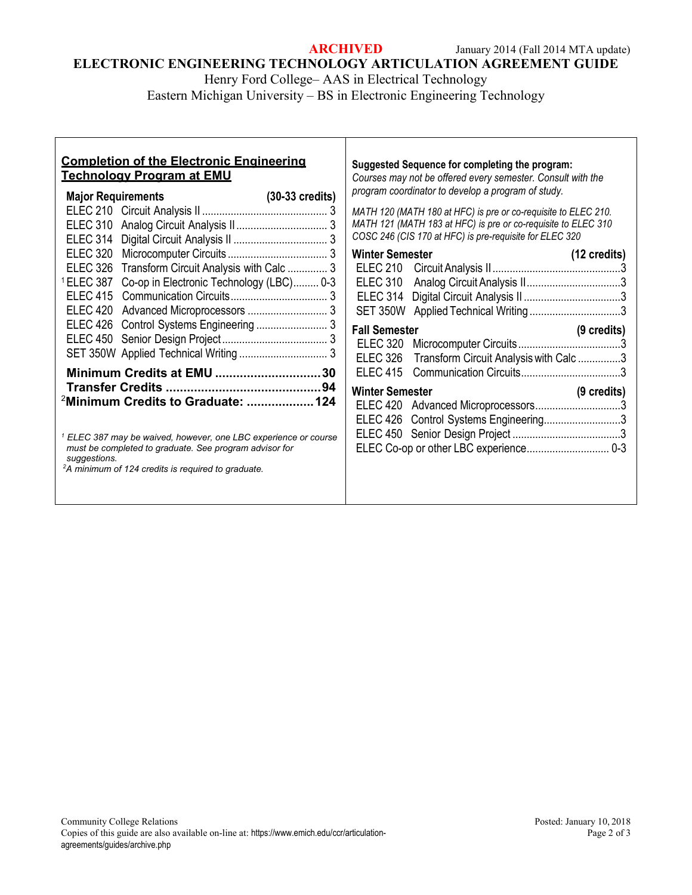**ARCHIVED** January 2014 (Fall 2014 MTA update)

# ELECTRONIC ENGINEERING TECHNOLOGY ARTICULATION AGREEMENT GUIDE

Henry Ford College– AAS in Electrical Technology

Eastern Michigan University – BS in Electronic Engineering Technology

## Completion of the Electronic Engineering Technology Program at EMU

| Major Requirements | | (30-33 credits) |
|---|---|---|
| ELEC 210 | Circuit Analysis II | 3 |
| ELEC 310 | Analog Circuit Analysis II | 3 |
| ELEC 314 | Digital Circuit Analysis II | 3 |
| ELEC 320 | Microcomputer Circuits | 3 |
| ELEC 326 | Transform Circuit Analysis with Calc | 3 |
| [1] ELEC 387 | Co-op in Electronic Technology (LBC) | 0-3 |
| ELEC 415 | Communication Circuits | 3 |
| ELEC 420 | Advanced Microprocessors | 3 |
| ELEC 426 | Control Systems Engineering | 3 |
| ELEC 450 | Senior Design Project | 3 |
| SET 350W | Applied Technical Writing | 3 |

**Minimum Credits at EMU ..................................30**

**Transfer Credits ..............................................94**

**[2]Minimum Credits to Graduate: ...................124**

*[1] ELEC 387 may be waived, however, one LBC experience or course must be completed to graduate. See program advisor for suggestions.*

*[2]A minimum of 124 credits is required to graduate.*

**Suggested Sequence for completing the program:**

*Courses may not be offered every semester. Consult with the program coordinator to develop a program of study.*

*MATH 120 (MATH 180 at HFC) is pre or co-requisite to ELEC 210.*
*MATH 121 (MATH 183 at HFC) is pre or co-requisite to ELEC 310*
*COSC 246 (CIS 170 at HFC) is pre-requisite for ELEC 320*

| Winter Semester | | (12 credits) |
|---|---|---|
| ELEC 210 | Circuit Analysis II | 3 |
| ELEC 310 | Analog Circuit Analysis II | 3 |
| ELEC 314 | Digital Circuit Analysis II | 3 |
| SET 350W | Applied Technical Writing | 3 |

| Fall Semester | | (9 credits) |
|---|---|---|
| ELEC 320 | Microcomputer Circuits | 3 |
| ELEC 326 | Transform Circuit Analysis with Calc | 3 |
| ELEC 415 | Communication Circuits | 3 |

| Winter Semester | | (9 credits) |
|---|---|---|
| ELEC 420 | Advanced Microprocessors | 3 |
| ELEC 426 | Control Systems Engineering | 3 |
| ELEC 450 | Senior Design Project | 3 |
| ELEC Co-op or other LBC experience | | 0-3 |

Community College Relations
Copies of this guide are also available on-line at: https://www.emich.edu/ccr/articulation-agreements/guides/archive.php

Posted: January 10, 2018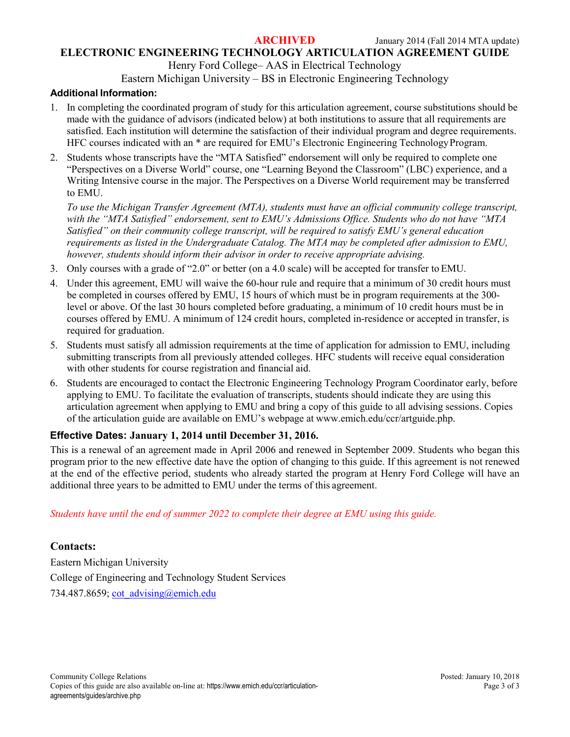**ARCHIVED** January 2014 (Fall 2014 MTA update)

# ELECTRONIC ENGINEERING TECHNOLOGY ARTICULATION AGREEMENT GUIDE

Henry Ford College– AAS in Electrical Technology

Eastern Michigan University – BS in Electronic Engineering Technology

### Additional Information:

1. In completing the coordinated program of study for this articulation agreement, course substitutions should be made with the guidance of advisors (indicated below) at both institutions to assure that all requirements are satisfied. Each institution will determine the satisfaction of their individual program and degree requirements. HFC courses indicated with an * are required for EMU's Electronic Engineering Technology Program.
2. Students whose transcripts have the "MTA Satisfied" endorsement will only be required to complete one "Perspectives on a Diverse World" course, one "Learning Beyond the Classroom" (LBC) experience, and a Writing Intensive course in the major. The Perspectives on a Diverse World requirement may be transferred to EMU.

   *To use the Michigan Transfer Agreement (MTA), students must have an official community college transcript, with the "MTA Satisfied" endorsement, sent to EMU's Admissions Office. Students who do not have "MTA Satisfied" on their community college transcript, will be required to satisfy EMU's general education requirements as listed in the Undergraduate Catalog. The MTA may be completed after admission to EMU, however, students should inform their advisor in order to receive appropriate advising.*
3. Only courses with a grade of "2.0" or better (on a 4.0 scale) will be accepted for transfer to EMU.
4. Under this agreement, EMU will waive the 60-hour rule and require that a minimum of 30 credit hours must be completed in courses offered by EMU, 15 hours of which must be in program requirements at the 300-level or above. Of the last 30 hours completed before graduating, a minimum of 10 credit hours must be in courses offered by EMU. A minimum of 124 credit hours, completed in-residence or accepted in transfer, is required for graduation.
5. Students must satisfy all admission requirements at the time of application for admission to EMU, including submitting transcripts from all previously attended colleges. HFC students will receive equal consideration with other students for course registration and financial aid.
6. Students are encouraged to contact the Electronic Engineering Technology Program Coordinator early, before applying to EMU. To facilitate the evaluation of transcripts, students should indicate they are using this articulation agreement when applying to EMU and bring a copy of this guide to all advising sessions. Copies of the articulation guide are available on EMU's webpage at www.emich.edu/ccr/artguide.php.

### Effective Dates: January 1, 2014 until December 31, 2016.

This is a renewal of an agreement made in April 2006 and renewed in September 2009. Students who began this program prior to the new effective date have the option of changing to this guide. If this agreement is not renewed at the end of the effective period, students who already started the program at Henry Ford College will have an additional three years to be admitted to EMU under the terms of this agreement.

*Students have until the end of summer 2022 to complete their degree at EMU using this guide.*

### Contacts:

Eastern Michigan University

College of Engineering and Technology Student Services

734.487.8659; cot_advising@emich.edu

Community College Relations

Copies of this guide are also available on-line at: https://www.emich.edu/ccr/articulation-agreements/guides/archive.php

Posted: January 10, 2018